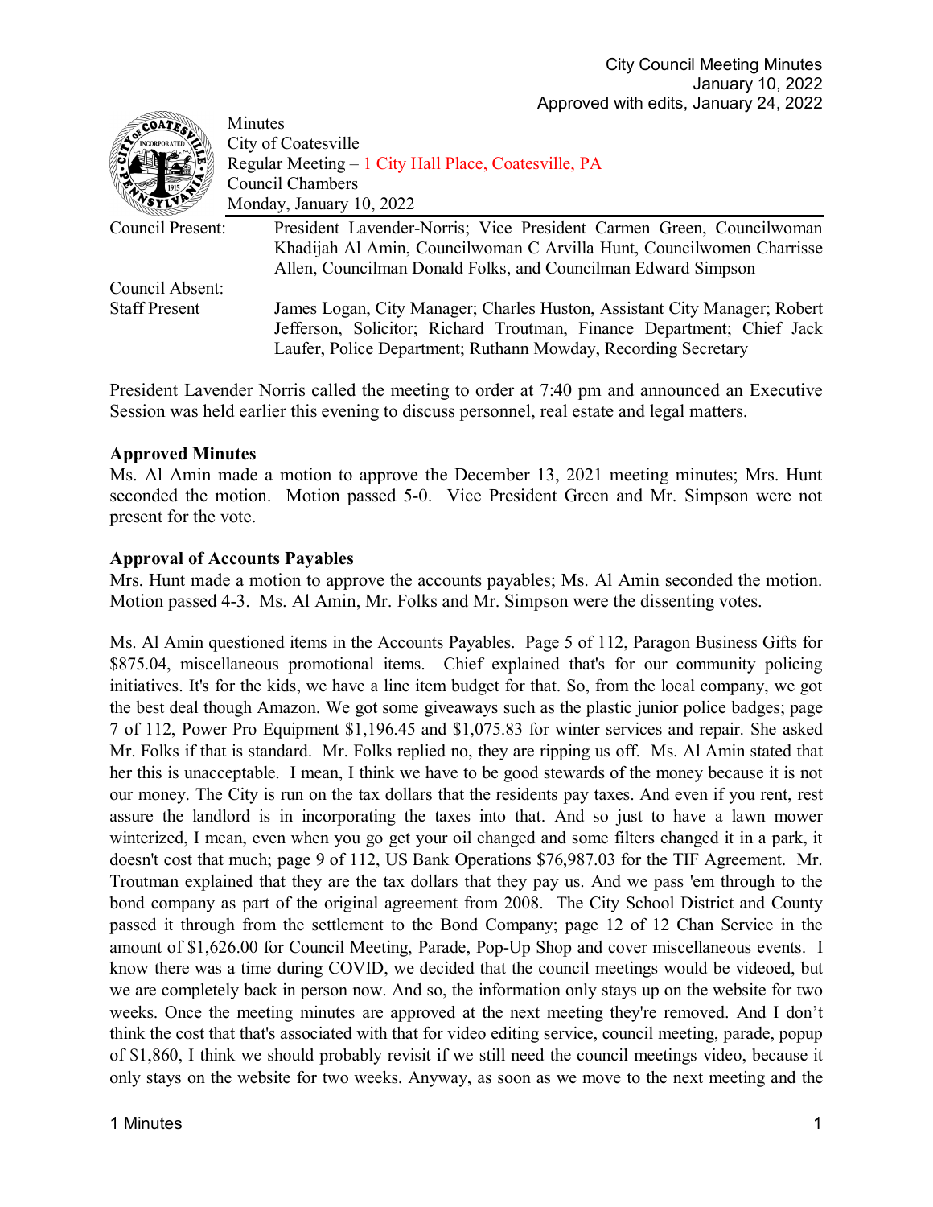City Council Meeting Minutes
January 10, 2022
Approved with edits, January 24, 2022

Minutes
City of Coatesville
Regular Meeting – 1 City Hall Place, Coatesville, PA
Council Chambers
Monday, January 10, 2022

| | |
|---|---|
| Council Present: | President Lavender-Norris; Vice President Carmen Green, Councilwoman Khadijah Al Amin, Councilwoman C Arvilla Hunt, Councilwomen Charrisse Allen, Councilman Donald Folks, and Councilman Edward Simpson |
| Council Absent: | |
| Staff Present | James Logan, City Manager; Charles Huston, Assistant City Manager; Robert Jefferson, Solicitor; Richard Troutman, Finance Department; Chief Jack Laufer, Police Department; Ruthann Mowday, Recording Secretary |

President Lavender Norris called the meeting to order at 7:40 pm and announced an Executive Session was held earlier this evening to discuss personnel, real estate and legal matters.

**Approved Minutes**
Ms. Al Amin made a motion to approve the December 13, 2021 meeting minutes; Mrs. Hunt seconded the motion. Motion passed 5-0. Vice President Green and Mr. Simpson were not present for the vote.

**Approval of Accounts Payables**
Mrs. Hunt made a motion to approve the accounts payables; Ms. Al Amin seconded the motion. Motion passed 4-3. Ms. Al Amin, Mr. Folks and Mr. Simpson were the dissenting votes.

Ms. Al Amin questioned items in the Accounts Payables. Page 5 of 112, Paragon Business Gifts for $875.04, miscellaneous promotional items. Chief explained that's for our community policing initiatives. It's for the kids, we have a line item budget for that. So, from the local company, we got the best deal though Amazon. We got some giveaways such as the plastic junior police badges; page 7 of 112, Power Pro Equipment $1,196.45 and $1,075.83 for winter services and repair. She asked Mr. Folks if that is standard. Mr. Folks replied no, they are ripping us off. Ms. Al Amin stated that her this is unacceptable. I mean, I think we have to be good stewards of the money because it is not our money. The City is run on the tax dollars that the residents pay taxes. And even if you rent, rest assure the landlord is in incorporating the taxes into that. And so just to have a lawn mower winterized, I mean, even when you go get your oil changed and some filters changed it in a park, it doesn't cost that much; page 9 of 112, US Bank Operations $76,987.03 for the TIF Agreement. Mr. Troutman explained that they are the tax dollars that they pay us. And we pass 'em through to the bond company as part of the original agreement from 2008. The City School District and County passed it through from the settlement to the Bond Company; page 12 of 12 Chan Service in the amount of $1,626.00 for Council Meeting, Parade, Pop-Up Shop and cover miscellaneous events. I know there was a time during COVID, we decided that the council meetings would be videoed, but we are completely back in person now. And so, the information only stays up on the website for two weeks. Once the meeting minutes are approved at the next meeting they're removed. And I don't think the cost that that's associated with that for video editing service, council meeting, parade, popup of $1,860, I think we should probably revisit if we still need the council meetings video, because it only stays on the website for two weeks. Anyway, as soon as we move to the next meeting and the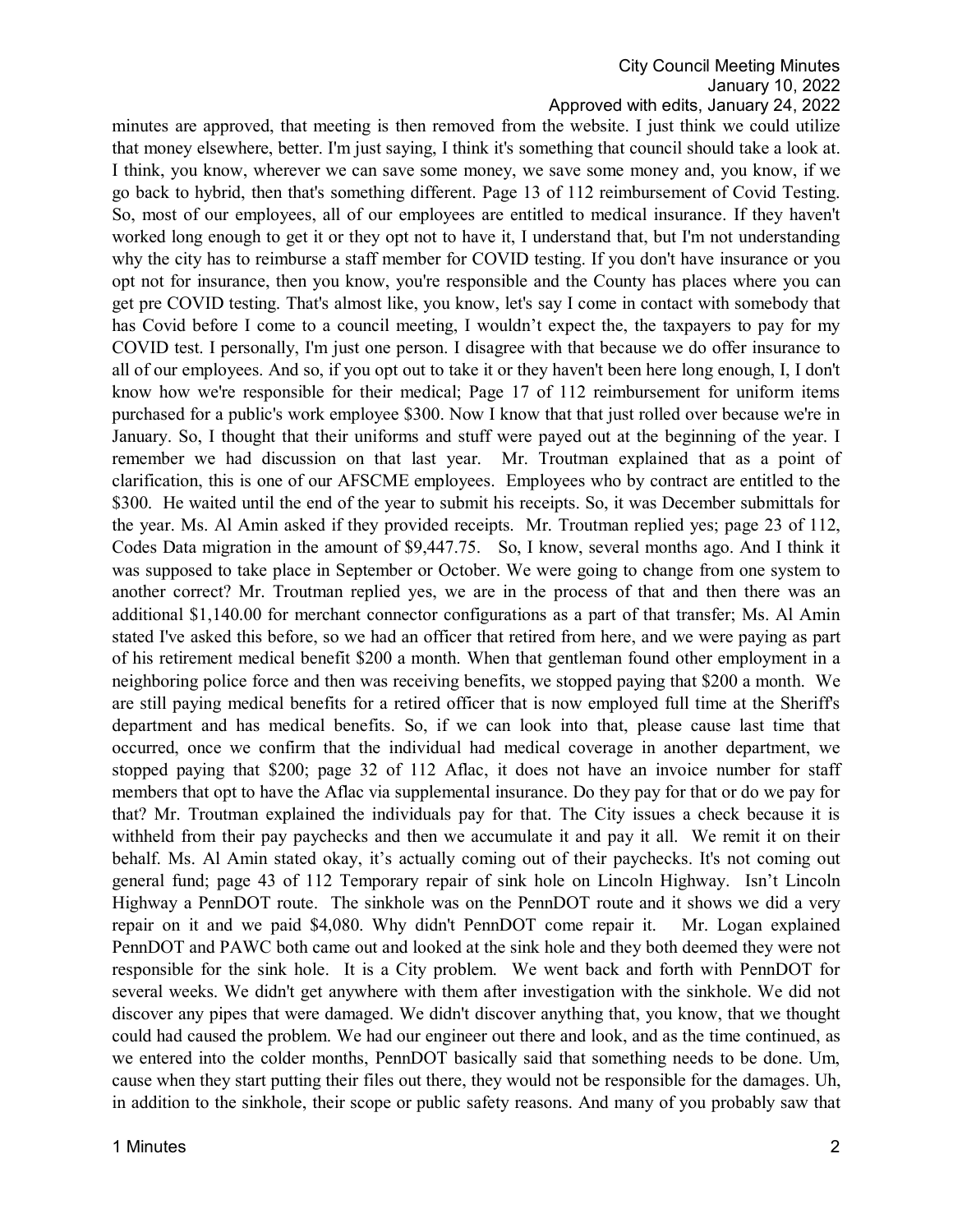minutes are approved, that meeting is then removed from the website. I just think we could utilize that money elsewhere, better. I'm just saying, I think it's something that council should take a look at. I think, you know, wherever we can save some money, we save some money and, you know, if we go back to hybrid, then that's something different. Page 13 of 112 reimbursement of Covid Testing. So, most of our employees, all of our employees are entitled to medical insurance. If they haven't worked long enough to get it or they opt not to have it, I understand that, but I'm not understanding why the city has to reimburse a staff member for COVID testing. If you don't have insurance or you opt not for insurance, then you know, you're responsible and the County has places where you can get pre COVID testing. That's almost like, you know, let's say I come in contact with somebody that has Covid before I come to a council meeting, I wouldn't expect the, the taxpayers to pay for my COVID test. I personally, I'm just one person. I disagree with that because we do offer insurance to all of our employees. And so, if you opt out to take it or they haven't been here long enough, I, I don't know how we're responsible for their medical; Page 17 of 112 reimbursement for uniform items purchased for a public's work employee $300. Now I know that that just rolled over because we're in January. So, I thought that their uniforms and stuff were payed out at the beginning of the year. I remember we had discussion on that last year. Mr. Troutman explained that as a point of clarification, this is one of our AFSCME employees. Employees who by contract are entitled to the $300. He waited until the end of the year to submit his receipts. So, it was December submittals for the year. Ms. Al Amin asked if they provided receipts. Mr. Troutman replied yes; page 23 of 112, Codes Data migration in the amount of $9,447.75. So, I know, several months ago. And I think it was supposed to take place in September or October. We were going to change from one system to another correct? Mr. Troutman replied yes, we are in the process of that and then there was an additional $1,140.00 for merchant connector configurations as a part of that transfer; Ms. Al Amin stated I've asked this before, so we had an officer that retired from here, and we were paying as part of his retirement medical benefit $200 a month. When that gentleman found other employment in a neighboring police force and then was receiving benefits, we stopped paying that $200 a month. We are still paying medical benefits for a retired officer that is now employed full time at the Sheriff's department and has medical benefits. So, if we can look into that, please cause last time that occurred, once we confirm that the individual had medical coverage in another department, we stopped paying that $200; page 32 of 112 Aflac, it does not have an invoice number for staff members that opt to have the Aflac via supplemental insurance. Do they pay for that or do we pay for that? Mr. Troutman explained the individuals pay for that. The City issues a check because it is withheld from their pay paychecks and then we accumulate it and pay it all. We remit it on their behalf. Ms. Al Amin stated okay, it's actually coming out of their paychecks. It's not coming out general fund; page 43 of 112 Temporary repair of sink hole on Lincoln Highway. Isn't Lincoln Highway a PennDOT route. The sinkhole was on the PennDOT route and it shows we did a very repair on it and we paid $4,080. Why didn't PennDOT come repair it. Mr. Logan explained PennDOT and PAWC both came out and looked at the sink hole and they both deemed they were not responsible for the sink hole. It is a City problem. We went back and forth with PennDOT for several weeks. We didn't get anywhere with them after investigation with the sinkhole. We did not discover any pipes that were damaged. We didn't discover anything that, you know, that we thought could had caused the problem. We had our engineer out there and look, and as the time continued, as we entered into the colder months, PennDOT basically said that something needs to be done. Um, cause when they start putting their files out there, they would not be responsible for the damages. Uh, in addition to the sinkhole, their scope or public safety reasons. And many of you probably saw that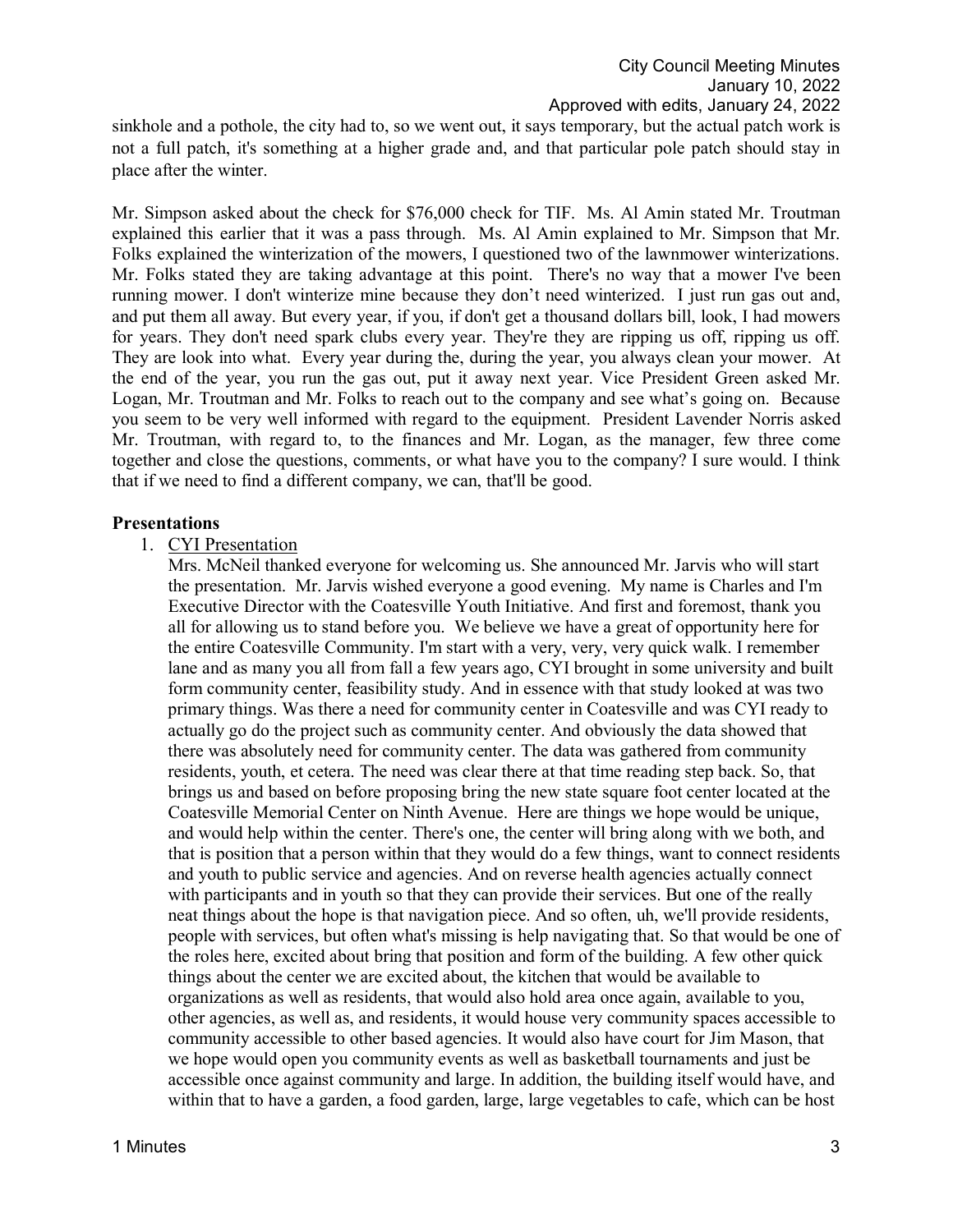sinkhole and a pothole, the city had to, so we went out, it says temporary, but the actual patch work is not a full patch, it's something at a higher grade and, and that particular pole patch should stay in place after the winter.

Mr. Simpson asked about the check for $76,000 check for TIF. Ms. Al Amin stated Mr. Troutman explained this earlier that it was a pass through. Ms. Al Amin explained to Mr. Simpson that Mr. Folks explained the winterization of the mowers, I questioned two of the lawnmower winterizations. Mr. Folks stated they are taking advantage at this point. There's no way that a mower I've been running mower. I don't winterize mine because they don't need winterized. I just run gas out and, and put them all away. But every year, if you, if don't get a thousand dollars bill, look, I had mowers for years. They don't need spark clubs every year. They're they are ripping us off, ripping us off. They are look into what. Every year during the, during the year, you always clean your mower. At the end of the year, you run the gas out, put it away next year. Vice President Green asked Mr. Logan, Mr. Troutman and Mr. Folks to reach out to the company and see what's going on. Because you seem to be very well informed with regard to the equipment. President Lavender Norris asked Mr. Troutman, with regard to, to the finances and Mr. Logan, as the manager, few three come together and close the questions, comments, or what have you to the company? I sure would. I think that if we need to find a different company, we can, that'll be good.

## Presentations

1. CYI Presentation

   Mrs. McNeil thanked everyone for welcoming us. She announced Mr. Jarvis who will start the presentation. Mr. Jarvis wished everyone a good evening. My name is Charles and I'm Executive Director with the Coatesville Youth Initiative. And first and foremost, thank you all for allowing us to stand before you. We believe we have a great of opportunity here for the entire Coatesville Community. I'm start with a very, very, very quick walk. I remember lane and as many you all from fall a few years ago, CYI brought in some university and built form community center, feasibility study. And in essence with that study looked at was two primary things. Was there a need for community center in Coatesville and was CYI ready to actually go do the project such as community center. And obviously the data showed that there was absolutely need for community center. The data was gathered from community residents, youth, et cetera. The need was clear there at that time reading step back. So, that brings us and based on before proposing bring the new state square foot center located at the Coatesville Memorial Center on Ninth Avenue. Here are things we hope would be unique, and would help within the center. There's one, the center will bring along with we both, and that is position that a person within that they would do a few things, want to connect residents and youth to public service and agencies. And on reverse health agencies actually connect with participants and in youth so that they can provide their services. But one of the really neat things about the hope is that navigation piece. And so often, uh, we'll provide residents, people with services, but often what's missing is help navigating that. So that would be one of the roles here, excited about bring that position and form of the building. A few other quick things about the center we are excited about, the kitchen that would be available to organizations as well as residents, that would also hold area once again, available to you, other agencies, as well as, and residents, it would house very community spaces accessible to community accessible to other based agencies. It would also have court for Jim Mason, that we hope would open you community events as well as basketball tournaments and just be accessible once against community and large. In addition, the building itself would have, and within that to have a garden, a food garden, large, large vegetables to cafe, which can be host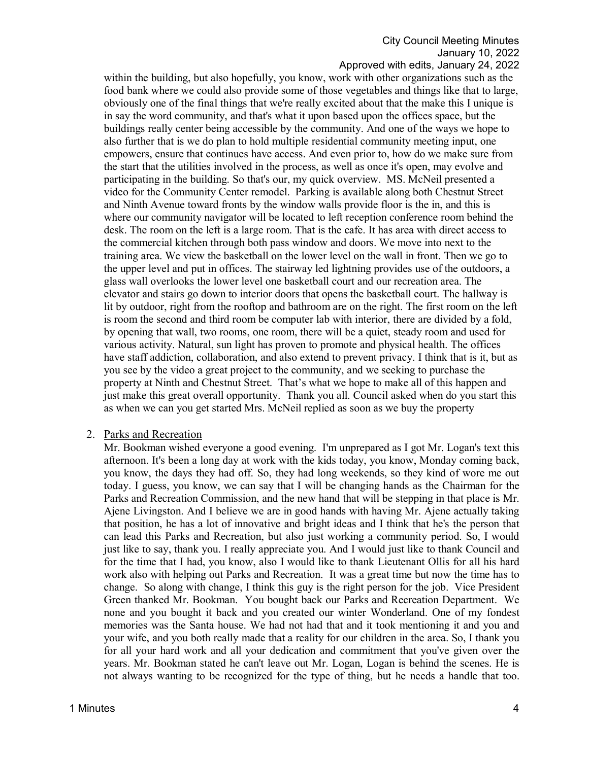within the building, but also hopefully, you know, work with other organizations such as the food bank where we could also provide some of those vegetables and things like that to large, obviously one of the final things that we're really excited about that the make this I unique is in say the word community, and that's what it upon based upon the offices space, but the buildings really center being accessible by the community. And one of the ways we hope to also further that is we do plan to hold multiple residential community meeting input, one empowers, ensure that continues have access. And even prior to, how do we make sure from the start that the utilities involved in the process, as well as once it's open, may evolve and participating in the building. So that's our, my quick overview. MS. McNeil presented a video for the Community Center remodel. Parking is available along both Chestnut Street and Ninth Avenue toward fronts by the window walls provide floor is the in, and this is where our community navigator will be located to left reception conference room behind the desk. The room on the left is a large room. That is the cafe. It has area with direct access to the commercial kitchen through both pass window and doors. We move into next to the training area. We view the basketball on the lower level on the wall in front. Then we go to the upper level and put in offices. The stairway led lightning provides use of the outdoors, a glass wall overlooks the lower level one basketball court and our recreation area. The elevator and stairs go down to interior doors that opens the basketball court. The hallway is lit by outdoor, right from the rooftop and bathroom are on the right. The first room on the left is room the second and third room be computer lab with interior, there are divided by a fold, by opening that wall, two rooms, one room, there will be a quiet, steady room and used for various activity. Natural, sun light has proven to promote and physical health. The offices have staff addiction, collaboration, and also extend to prevent privacy. I think that is it, but as you see by the video a great project to the community, and we seeking to purchase the property at Ninth and Chestnut Street. That's what we hope to make all of this happen and just make this great overall opportunity. Thank you all. Council asked when do you start this as when we can you get started Mrs. McNeil replied as soon as we buy the property

2. Parks and Recreation

   Mr. Bookman wished everyone a good evening. I'm unprepared as I got Mr. Logan's text this afternoon. It's been a long day at work with the kids today, you know, Monday coming back, you know, the days they had off. So, they had long weekends, so they kind of wore me out today. I guess, you know, we can say that I will be changing hands as the Chairman for the Parks and Recreation Commission, and the new hand that will be stepping in that place is Mr. Ajene Livingston. And I believe we are in good hands with having Mr. Ajene actually taking that position, he has a lot of innovative and bright ideas and I think that he's the person that can lead this Parks and Recreation, but also just working a community period. So, I would just like to say, thank you. I really appreciate you. And I would just like to thank Council and for the time that I had, you know, also I would like to thank Lieutenant Ollis for all his hard work also with helping out Parks and Recreation. It was a great time but now the time has to change. So along with change, I think this guy is the right person for the job. Vice President Green thanked Mr. Bookman. You bought back our Parks and Recreation Department. We none and you bought it back and you created our winter Wonderland. One of my fondest memories was the Santa house. We had not had that and it took mentioning it and you and your wife, and you both really made that a reality for our children in the area. So, I thank you for all your hard work and all your dedication and commitment that you've given over the years. Mr. Bookman stated he can't leave out Mr. Logan, Logan is behind the scenes. He is not always wanting to be recognized for the type of thing, but he needs a handle that too.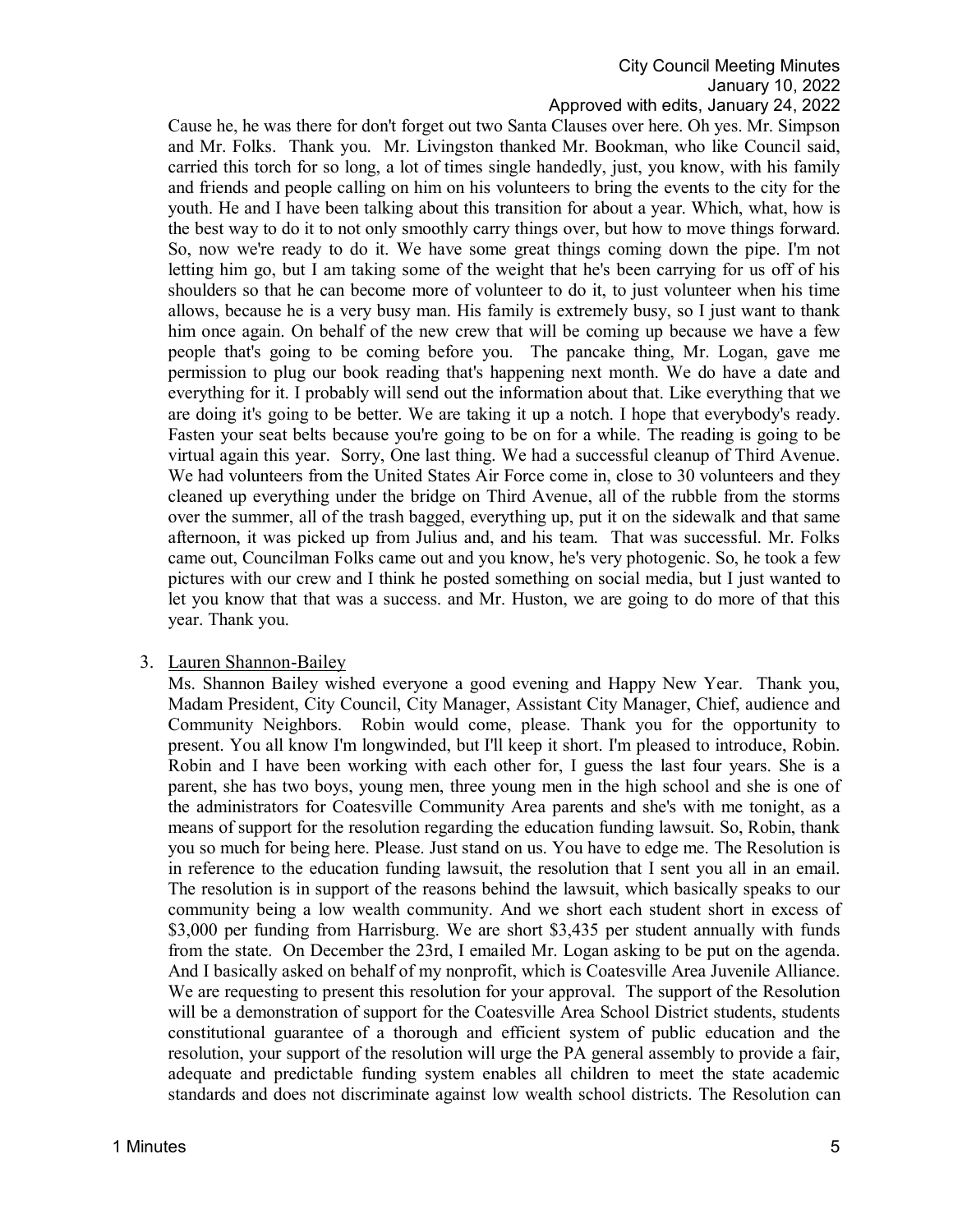Cause he, he was there for don't forget out two Santa Clauses over here. Oh yes. Mr. Simpson and Mr. Folks. Thank you. Mr. Livingston thanked Mr. Bookman, who like Council said, carried this torch for so long, a lot of times single handedly, just, you know, with his family and friends and people calling on him on his volunteers to bring the events to the city for the youth. He and I have been talking about this transition for about a year. Which, what, how is the best way to do it to not only smoothly carry things over, but how to move things forward. So, now we're ready to do it. We have some great things coming down the pipe. I'm not letting him go, but I am taking some of the weight that he's been carrying for us off of his shoulders so that he can become more of volunteer to do it, to just volunteer when his time allows, because he is a very busy man. His family is extremely busy, so I just want to thank him once again. On behalf of the new crew that will be coming up because we have a few people that's going to be coming before you. The pancake thing, Mr. Logan, gave me permission to plug our book reading that's happening next month. We do have a date and everything for it. I probably will send out the information about that. Like everything that we are doing it's going to be better. We are taking it up a notch. I hope that everybody's ready. Fasten your seat belts because you're going to be on for a while. The reading is going to be virtual again this year. Sorry, One last thing. We had a successful cleanup of Third Avenue. We had volunteers from the United States Air Force come in, close to 30 volunteers and they cleaned up everything under the bridge on Third Avenue, all of the rubble from the storms over the summer, all of the trash bagged, everything up, put it on the sidewalk and that same afternoon, it was picked up from Julius and, and his team. That was successful. Mr. Folks came out, Councilman Folks came out and you know, he's very photogenic. So, he took a few pictures with our crew and I think he posted something on social media, but I just wanted to let you know that that was a success. and Mr. Huston, we are going to do more of that this year. Thank you.

3. Lauren Shannon-Bailey

   Ms. Shannon Bailey wished everyone a good evening and Happy New Year. Thank you, Madam President, City Council, City Manager, Assistant City Manager, Chief, audience and Community Neighbors. Robin would come, please. Thank you for the opportunity to present. You all know I'm longwinded, but I'll keep it short. I'm pleased to introduce, Robin. Robin and I have been working with each other for, I guess the last four years. She is a parent, she has two boys, young men, three young men in the high school and she is one of the administrators for Coatesville Community Area parents and she's with me tonight, as a means of support for the resolution regarding the education funding lawsuit. So, Robin, thank you so much for being here. Please. Just stand on us. You have to edge me. The Resolution is in reference to the education funding lawsuit, the resolution that I sent you all in an email. The resolution is in support of the reasons behind the lawsuit, which basically speaks to our community being a low wealth community. And we short each student short in excess of $3,000 per funding from Harrisburg. We are short $3,435 per student annually with funds from the state. On December the 23rd, I emailed Mr. Logan asking to be put on the agenda. And I basically asked on behalf of my nonprofit, which is Coatesville Area Juvenile Alliance. We are requesting to present this resolution for your approval. The support of the Resolution will be a demonstration of support for the Coatesville Area School District students, students constitutional guarantee of a thorough and efficient system of public education and the resolution, your support of the resolution will urge the PA general assembly to provide a fair, adequate and predictable funding system enables all children to meet the state academic standards and does not discriminate against low wealth school districts. The Resolution can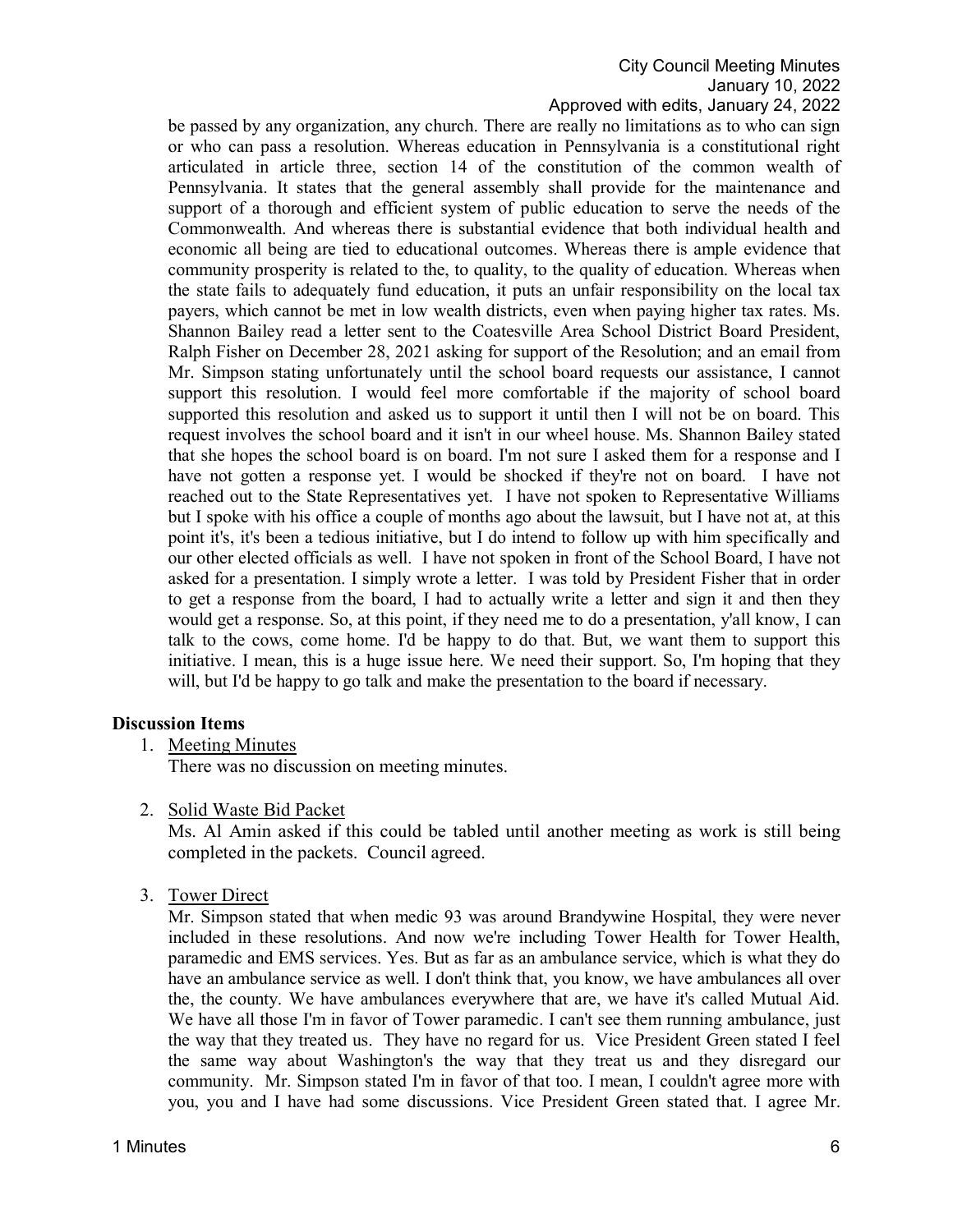be passed by any organization, any church. There are really no limitations as to who can sign or who can pass a resolution. Whereas education in Pennsylvania is a constitutional right articulated in article three, section 14 of the constitution of the common wealth of Pennsylvania. It states that the general assembly shall provide for the maintenance and support of a thorough and efficient system of public education to serve the needs of the Commonwealth. And whereas there is substantial evidence that both individual health and economic all being are tied to educational outcomes. Whereas there is ample evidence that community prosperity is related to the, to quality, to the quality of education. Whereas when the state fails to adequately fund education, it puts an unfair responsibility on the local tax payers, which cannot be met in low wealth districts, even when paying higher tax rates. Ms. Shannon Bailey read a letter sent to the Coatesville Area School District Board President, Ralph Fisher on December 28, 2021 asking for support of the Resolution; and an email from Mr. Simpson stating unfortunately until the school board requests our assistance, I cannot support this resolution. I would feel more comfortable if the majority of school board supported this resolution and asked us to support it until then I will not be on board. This request involves the school board and it isn't in our wheel house. Ms. Shannon Bailey stated that she hopes the school board is on board. I'm not sure I asked them for a response and I have not gotten a response yet. I would be shocked if they're not on board. I have not reached out to the State Representatives yet. I have not spoken to Representative Williams but I spoke with his office a couple of months ago about the lawsuit, but I have not at, at this point it's, it's been a tedious initiative, but I do intend to follow up with him specifically and our other elected officials as well. I have not spoken in front of the School Board, I have not asked for a presentation. I simply wrote a letter. I was told by President Fisher that in order to get a response from the board, I had to actually write a letter and sign it and then they would get a response. So, at this point, if they need me to do a presentation, y'all know, I can talk to the cows, come home. I'd be happy to do that. But, we want them to support this initiative. I mean, this is a huge issue here. We need their support. So, I'm hoping that they will, but I'd be happy to go talk and make the presentation to the board if necessary.

## Discussion Items

1. Meeting Minutes
   There was no discussion on meeting minutes.

2. Solid Waste Bid Packet
   Ms. Al Amin asked if this could be tabled until another meeting as work is still being completed in the packets. Council agreed.

3. Tower Direct
   Mr. Simpson stated that when medic 93 was around Brandywine Hospital, they were never included in these resolutions. And now we're including Tower Health for Tower Health, paramedic and EMS services. Yes. But as far as an ambulance service, which is what they do have an ambulance service as well. I don't think that, you know, we have ambulances all over the, the county. We have ambulances everywhere that are, we have it's called Mutual Aid. We have all those I'm in favor of Tower paramedic. I can't see them running ambulance, just the way that they treated us. They have no regard for us. Vice President Green stated I feel the same way about Washington's the way that they treat us and they disregard our community. Mr. Simpson stated I'm in favor of that too. I mean, I couldn't agree more with you, you and I have had some discussions. Vice President Green stated that. I agree Mr.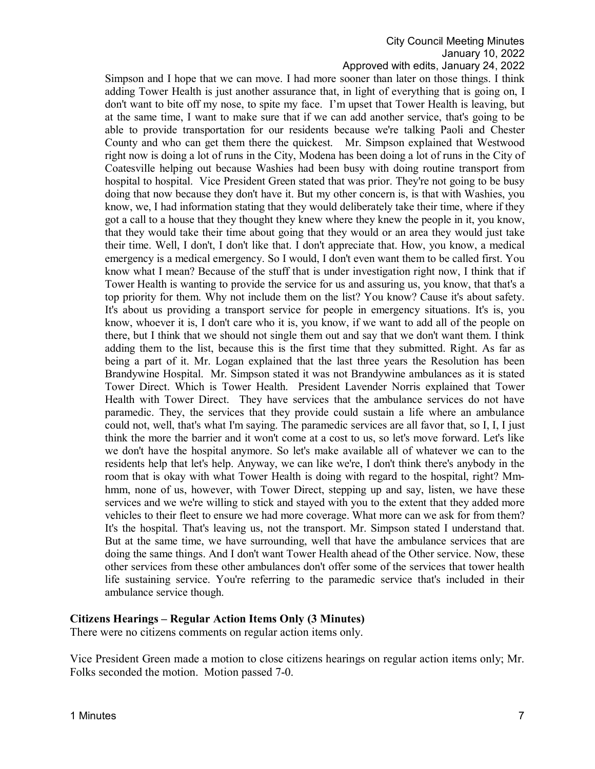Simpson and I hope that we can move. I had more sooner than later on those things. I think adding Tower Health is just another assurance that, in light of everything that is going on, I don't want to bite off my nose, to spite my face. I'm upset that Tower Health is leaving, but at the same time, I want to make sure that if we can add another service, that's going to be able to provide transportation for our residents because we're talking Paoli and Chester County and who can get them there the quickest. Mr. Simpson explained that Westwood right now is doing a lot of runs in the City, Modena has been doing a lot of runs in the City of Coatesville helping out because Washies had been busy with doing routine transport from hospital to hospital. Vice President Green stated that was prior. They're not going to be busy doing that now because they don't have it. But my other concern is, is that with Washies, you know, we, I had information stating that they would deliberately take their time, where if they got a call to a house that they thought they knew where they knew the people in it, you know, that they would take their time about going that they would or an area they would just take their time. Well, I don't, I don't like that. I don't appreciate that. How, you know, a medical emergency is a medical emergency. So I would, I don't even want them to be called first. You know what I mean? Because of the stuff that is under investigation right now, I think that if Tower Health is wanting to provide the service for us and assuring us, you know, that that's a top priority for them. Why not include them on the list? You know? Cause it's about safety. It's about us providing a transport service for people in emergency situations. It's is, you know, whoever it is, I don't care who it is, you know, if we want to add all of the people on there, but I think that we should not single them out and say that we don't want them. I think adding them to the list, because this is the first time that they submitted. Right. As far as being a part of it. Mr. Logan explained that the last three years the Resolution has been Brandywine Hospital. Mr. Simpson stated it was not Brandywine ambulances as it is stated Tower Direct. Which is Tower Health. President Lavender Norris explained that Tower Health with Tower Direct. They have services that the ambulance services do not have paramedic. They, the services that they provide could sustain a life where an ambulance could not, well, that's what I'm saying. The paramedic services are all favor that, so I, I, I just think the more the barrier and it won't come at a cost to us, so let's move forward. Let's like we don't have the hospital anymore. So let's make available all of whatever we can to the residents help that let's help. Anyway, we can like we're, I don't think there's anybody in the room that is okay with what Tower Health is doing with regard to the hospital, right? Mm-hmm, none of us, however, with Tower Direct, stepping up and say, listen, we have these services and we we're willing to stick and stayed with you to the extent that they added more vehicles to their fleet to ensure we had more coverage. What more can we ask for from them? It's the hospital. That's leaving us, not the transport. Mr. Simpson stated I understand that. But at the same time, we have surrounding, well that have the ambulance services that are doing the same things. And I don't want Tower Health ahead of the Other service. Now, these other services from these other ambulances don't offer some of the services that tower health life sustaining service. You're referring to the paramedic service that's included in their ambulance service though.

**Citizens Hearings – Regular Action Items Only (3 Minutes)**

There were no citizens comments on regular action items only.

Vice President Green made a motion to close citizens hearings on regular action items only; Mr. Folks seconded the motion. Motion passed 7-0.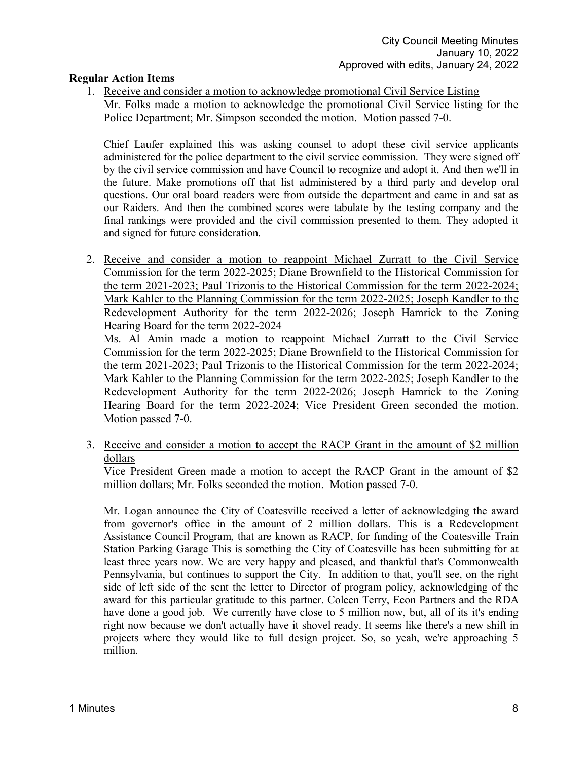## Regular Action Items

1. Receive and consider a motion to acknowledge promotional Civil Service Listing
   Mr. Folks made a motion to acknowledge the promotional Civil Service listing for the Police Department; Mr. Simpson seconded the motion. Motion passed 7-0.

   Chief Laufer explained this was asking counsel to adopt these civil service applicants administered for the police department to the civil service commission. They were signed off by the civil service commission and have Council to recognize and adopt it. And then we'll in the future. Make promotions off that list administered by a third party and develop oral questions. Our oral board readers were from outside the department and came in and sat as our Raiders. And then the combined scores were tabulate by the testing company and the final rankings were provided and the civil commission presented to them. They adopted it and signed for future consideration.

2. Receive and consider a motion to reappoint Michael Zurratt to the Civil Service Commission for the term 2022-2025; Diane Brownfield to the Historical Commission for the term 2021-2023; Paul Trizonis to the Historical Commission for the term 2022-2024; Mark Kahler to the Planning Commission for the term 2022-2025; Joseph Kandler to the Redevelopment Authority for the term 2022-2026; Joseph Hamrick to the Zoning Hearing Board for the term 2022-2024
   Ms. Al Amin made a motion to reappoint Michael Zurratt to the Civil Service Commission for the term 2022-2025; Diane Brownfield to the Historical Commission for the term 2021-2023; Paul Trizonis to the Historical Commission for the term 2022-2024; Mark Kahler to the Planning Commission for the term 2022-2025; Joseph Kandler to the Redevelopment Authority for the term 2022-2026; Joseph Hamrick to the Zoning Hearing Board for the term 2022-2024; Vice President Green seconded the motion. Motion passed 7-0.

3. Receive and consider a motion to accept the RACP Grant in the amount of $2 million dollars
   Vice President Green made a motion to accept the RACP Grant in the amount of $2 million dollars; Mr. Folks seconded the motion. Motion passed 7-0.

   Mr. Logan announce the City of Coatesville received a letter of acknowledging the award from governor's office in the amount of 2 million dollars. This is a Redevelopment Assistance Council Program, that are known as RACP, for funding of the Coatesville Train Station Parking Garage This is something the City of Coatesville has been submitting for at least three years now. We are very happy and pleased, and thankful that's Commonwealth Pennsylvania, but continues to support the City. In addition to that, you'll see, on the right side of left side of the sent the letter to Director of program policy, acknowledging of the award for this particular gratitude to this partner. Coleen Terry, Econ Partners and the RDA have done a good job. We currently have close to 5 million now, but, all of its it's ending right now because we don't actually have it shovel ready. It seems like there's a new shift in projects where they would like to full design project. So, so yeah, we're approaching 5 million.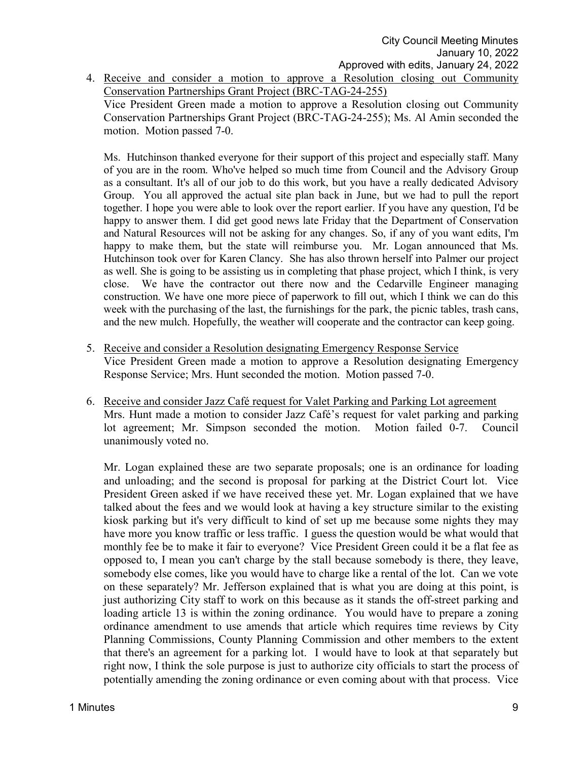4. Receive and consider a motion to approve a Resolution closing out Community Conservation Partnerships Grant Project (BRC-TAG-24-255)
   Vice President Green made a motion to approve a Resolution closing out Community Conservation Partnerships Grant Project (BRC-TAG-24-255); Ms. Al Amin seconded the motion. Motion passed 7-0.

   Ms. Hutchinson thanked everyone for their support of this project and especially staff. Many of you are in the room. Who've helped so much time from Council and the Advisory Group as a consultant. It's all of our job to do this work, but you have a really dedicated Advisory Group. You all approved the actual site plan back in June, but we had to pull the report together. I hope you were able to look over the report earlier. If you have any question, I'd be happy to answer them. I did get good news late Friday that the Department of Conservation and Natural Resources will not be asking for any changes. So, if any of you want edits, I'm happy to make them, but the state will reimburse you. Mr. Logan announced that Ms. Hutchinson took over for Karen Clancy. She has also thrown herself into Palmer our project as well. She is going to be assisting us in completing that phase project, which I think, is very close. We have the contractor out there now and the Cedarville Engineer managing construction. We have one more piece of paperwork to fill out, which I think we can do this week with the purchasing of the last, the furnishings for the park, the picnic tables, trash cans, and the new mulch. Hopefully, the weather will cooperate and the contractor can keep going.

5. Receive and consider a Resolution designating Emergency Response Service
   Vice President Green made a motion to approve a Resolution designating Emergency Response Service; Mrs. Hunt seconded the motion. Motion passed 7-0.

6. Receive and consider Jazz Café request for Valet Parking and Parking Lot agreement
   Mrs. Hunt made a motion to consider Jazz Café's request for valet parking and parking lot agreement; Mr. Simpson seconded the motion. Motion failed 0-7. Council unanimously voted no.

   Mr. Logan explained these are two separate proposals; one is an ordinance for loading and unloading; and the second is proposal for parking at the District Court lot. Vice President Green asked if we have received these yet. Mr. Logan explained that we have talked about the fees and we would look at having a key structure similar to the existing kiosk parking but it's very difficult to kind of set up me because some nights they may have more you know traffic or less traffic. I guess the question would be what would that monthly fee be to make it fair to everyone? Vice President Green could it be a flat fee as opposed to, I mean you can't charge by the stall because somebody is there, they leave, somebody else comes, like you would have to charge like a rental of the lot. Can we vote on these separately? Mr. Jefferson explained that is what you are doing at this point, is just authorizing City staff to work on this because as it stands the off-street parking and loading article 13 is within the zoning ordinance. You would have to prepare a zoning ordinance amendment to use amends that article which requires time reviews by City Planning Commissions, County Planning Commission and other members to the extent that there's an agreement for a parking lot. I would have to look at that separately but right now, I think the sole purpose is just to authorize city officials to start the process of potentially amending the zoning ordinance or even coming about with that process. Vice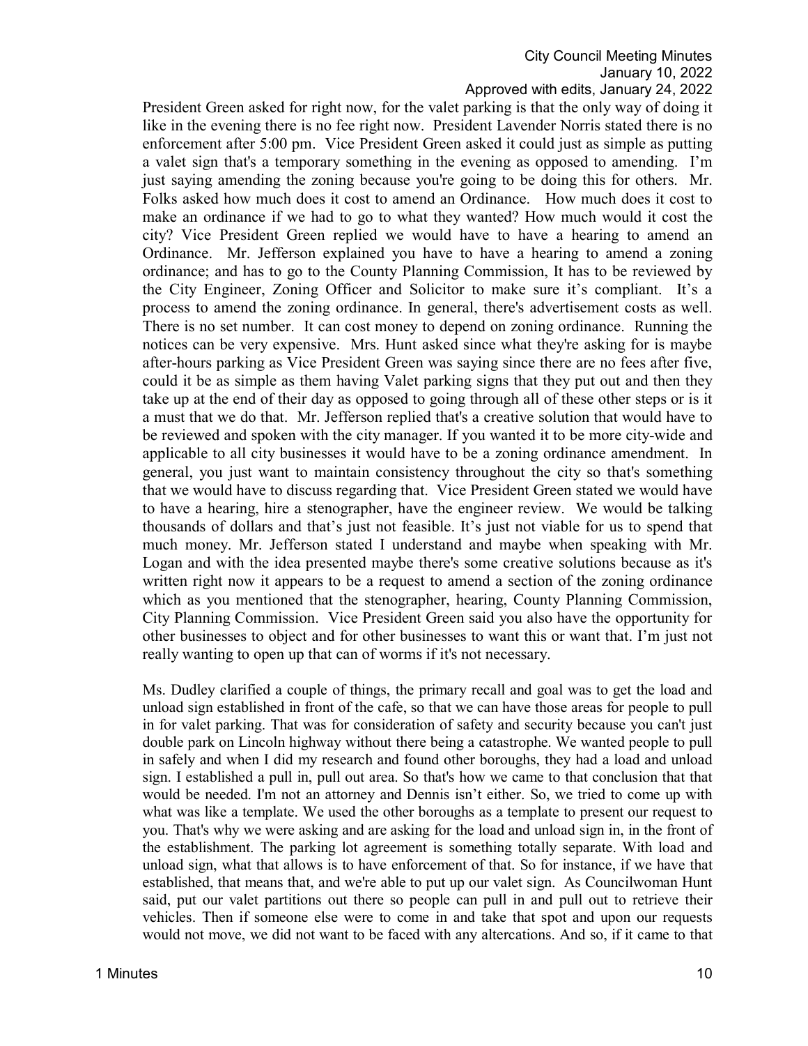President Green asked for right now, for the valet parking is that the only way of doing it like in the evening there is no fee right now. President Lavender Norris stated there is no enforcement after 5:00 pm. Vice President Green asked it could just as simple as putting a valet sign that's a temporary something in the evening as opposed to amending. I'm just saying amending the zoning because you're going to be doing this for others. Mr. Folks asked how much does it cost to amend an Ordinance. How much does it cost to make an ordinance if we had to go to what they wanted? How much would it cost the city? Vice President Green replied we would have to have a hearing to amend an Ordinance. Mr. Jefferson explained you have to have a hearing to amend a zoning ordinance; and has to go to the County Planning Commission, It has to be reviewed by the City Engineer, Zoning Officer and Solicitor to make sure it's compliant. It's a process to amend the zoning ordinance. In general, there's advertisement costs as well. There is no set number. It can cost money to depend on zoning ordinance. Running the notices can be very expensive. Mrs. Hunt asked since what they're asking for is maybe after-hours parking as Vice President Green was saying since there are no fees after five, could it be as simple as them having Valet parking signs that they put out and then they take up at the end of their day as opposed to going through all of these other steps or is it a must that we do that. Mr. Jefferson replied that's a creative solution that would have to be reviewed and spoken with the city manager. If you wanted it to be more city-wide and applicable to all city businesses it would have to be a zoning ordinance amendment. In general, you just want to maintain consistency throughout the city so that's something that we would have to discuss regarding that. Vice President Green stated we would have to have a hearing, hire a stenographer, have the engineer review. We would be talking thousands of dollars and that's just not feasible. It's just not viable for us to spend that much money. Mr. Jefferson stated I understand and maybe when speaking with Mr. Logan and with the idea presented maybe there's some creative solutions because as it's written right now it appears to be a request to amend a section of the zoning ordinance which as you mentioned that the stenographer, hearing, County Planning Commission, City Planning Commission. Vice President Green said you also have the opportunity for other businesses to object and for other businesses to want this or want that. I'm just not really wanting to open up that can of worms if it's not necessary.

Ms. Dudley clarified a couple of things, the primary recall and goal was to get the load and unload sign established in front of the cafe, so that we can have those areas for people to pull in for valet parking. That was for consideration of safety and security because you can't just double park on Lincoln highway without there being a catastrophe. We wanted people to pull in safely and when I did my research and found other boroughs, they had a load and unload sign. I established a pull in, pull out area. So that's how we came to that conclusion that that would be needed. I'm not an attorney and Dennis isn't either. So, we tried to come up with what was like a template. We used the other boroughs as a template to present our request to you. That's why we were asking and are asking for the load and unload sign in, in the front of the establishment. The parking lot agreement is something totally separate. With load and unload sign, what that allows is to have enforcement of that. So for instance, if we have that established, that means that, and we're able to put up our valet sign. As Councilwoman Hunt said, put our valet partitions out there so people can pull in and pull out to retrieve their vehicles. Then if someone else were to come in and take that spot and upon our requests would not move, we did not want to be faced with any altercations. And so, if it came to that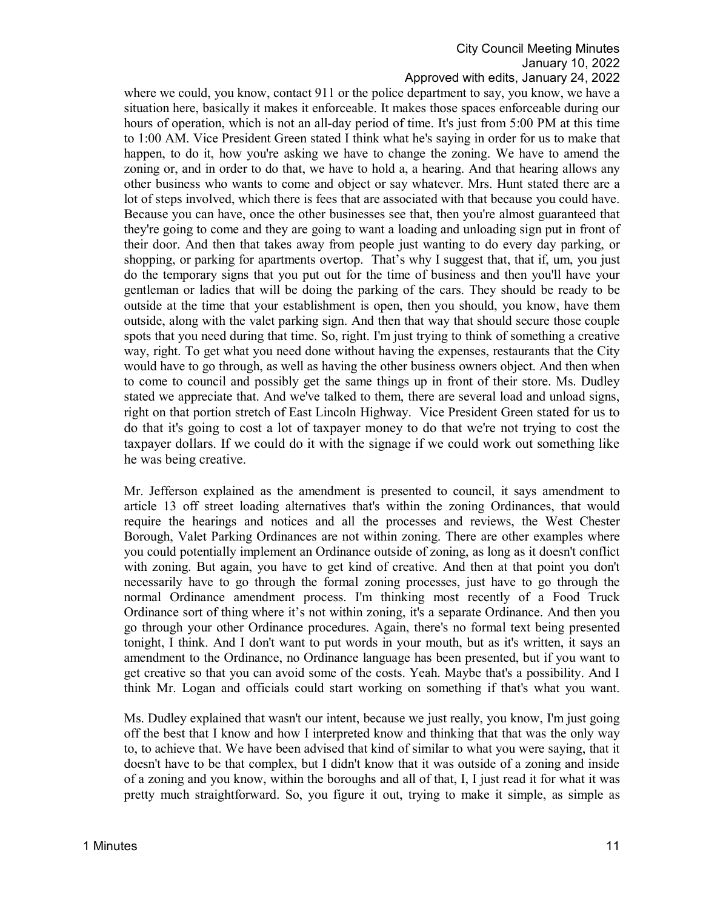where we could, you know, contact 911 or the police department to say, you know, we have a situation here, basically it makes it enforceable. It makes those spaces enforceable during our hours of operation, which is not an all-day period of time. It's just from 5:00 PM at this time to 1:00 AM. Vice President Green stated I think what he's saying in order for us to make that happen, to do it, how you're asking we have to change the zoning. We have to amend the zoning or, and in order to do that, we have to hold a, a hearing. And that hearing allows any other business who wants to come and object or say whatever. Mrs. Hunt stated there are a lot of steps involved, which there is fees that are associated with that because you could have. Because you can have, once the other businesses see that, then you're almost guaranteed that they're going to come and they are going to want a loading and unloading sign put in front of their door. And then that takes away from people just wanting to do every day parking, or shopping, or parking for apartments overtop. That's why I suggest that, that if, um, you just do the temporary signs that you put out for the time of business and then you'll have your gentleman or ladies that will be doing the parking of the cars. They should be ready to be outside at the time that your establishment is open, then you should, you know, have them outside, along with the valet parking sign. And then that way that should secure those couple spots that you need during that time. So, right. I'm just trying to think of something a creative way, right. To get what you need done without having the expenses, restaurants that the City would have to go through, as well as having the other business owners object. And then when to come to council and possibly get the same things up in front of their store. Ms. Dudley stated we appreciate that. And we've talked to them, there are several load and unload signs, right on that portion stretch of East Lincoln Highway. Vice President Green stated for us to do that it's going to cost a lot of taxpayer money to do that we're not trying to cost the taxpayer dollars. If we could do it with the signage if we could work out something like he was being creative.

Mr. Jefferson explained as the amendment is presented to council, it says amendment to article 13 off street loading alternatives that's within the zoning Ordinances, that would require the hearings and notices and all the processes and reviews, the West Chester Borough, Valet Parking Ordinances are not within zoning. There are other examples where you could potentially implement an Ordinance outside of zoning, as long as it doesn't conflict with zoning. But again, you have to get kind of creative. And then at that point you don't necessarily have to go through the formal zoning processes, just have to go through the normal Ordinance amendment process. I'm thinking most recently of a Food Truck Ordinance sort of thing where it's not within zoning, it's a separate Ordinance. And then you go through your other Ordinance procedures. Again, there's no formal text being presented tonight, I think. And I don't want to put words in your mouth, but as it's written, it says an amendment to the Ordinance, no Ordinance language has been presented, but if you want to get creative so that you can avoid some of the costs. Yeah. Maybe that's a possibility. And I think Mr. Logan and officials could start working on something if that's what you want.

Ms. Dudley explained that wasn't our intent, because we just really, you know, I'm just going off the best that I know and how I interpreted know and thinking that that was the only way to, to achieve that. We have been advised that kind of similar to what you were saying, that it doesn't have to be that complex, but I didn't know that it was outside of a zoning and inside of a zoning and you know, within the boroughs and all of that, I, I just read it for what it was pretty much straightforward. So, you figure it out, trying to make it simple, as simple as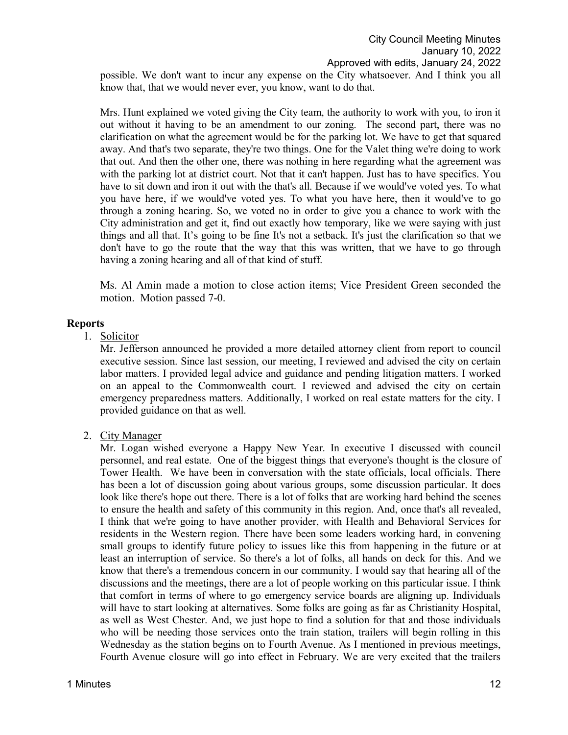possible. We don't want to incur any expense on the City whatsoever. And I think you all know that, that we would never ever, you know, want to do that.

Mrs. Hunt explained we voted giving the City team, the authority to work with you, to iron it out without it having to be an amendment to our zoning. The second part, there was no clarification on what the agreement would be for the parking lot. We have to get that squared away. And that's two separate, they're two things. One for the Valet thing we're doing to work that out. And then the other one, there was nothing in here regarding what the agreement was with the parking lot at district court. Not that it can't happen. Just has to have specifics. You have to sit down and iron it out with the that's all. Because if we would've voted yes. To what you have here, if we would've voted yes. To what you have here, then it would've to go through a zoning hearing. So, we voted no in order to give you a chance to work with the City administration and get it, find out exactly how temporary, like we were saying with just things and all that. It's going to be fine It's not a setback. It's just the clarification so that we don't have to go the route that the way that this was written, that we have to go through having a zoning hearing and all of that kind of stuff.

Ms. Al Amin made a motion to close action items; Vice President Green seconded the motion. Motion passed 7-0.

## Reports

1. Solicitor

   Mr. Jefferson announced he provided a more detailed attorney client from report to council executive session. Since last session, our meeting, I reviewed and advised the city on certain labor matters. I provided legal advice and guidance and pending litigation matters. I worked on an appeal to the Commonwealth court. I reviewed and advised the city on certain emergency preparedness matters. Additionally, I worked on real estate matters for the city. I provided guidance on that as well.

2. City Manager

   Mr. Logan wished everyone a Happy New Year. In executive I discussed with council personnel, and real estate. One of the biggest things that everyone's thought is the closure of Tower Health. We have been in conversation with the state officials, local officials. There has been a lot of discussion going about various groups, some discussion particular. It does look like there's hope out there. There is a lot of folks that are working hard behind the scenes to ensure the health and safety of this community in this region. And, once that's all revealed, I think that we're going to have another provider, with Health and Behavioral Services for residents in the Western region. There have been some leaders working hard, in convening small groups to identify future policy to issues like this from happening in the future or at least an interruption of service. So there's a lot of folks, all hands on deck for this. And we know that there's a tremendous concern in our community. I would say that hearing all of the discussions and the meetings, there are a lot of people working on this particular issue. I think that comfort in terms of where to go emergency service boards are aligning up. Individuals will have to start looking at alternatives. Some folks are going as far as Christianity Hospital, as well as West Chester. And, we just hope to find a solution for that and those individuals who will be needing those services onto the train station, trailers will begin rolling in this Wednesday as the station begins on to Fourth Avenue. As I mentioned in previous meetings, Fourth Avenue closure will go into effect in February. We are very excited that the trailers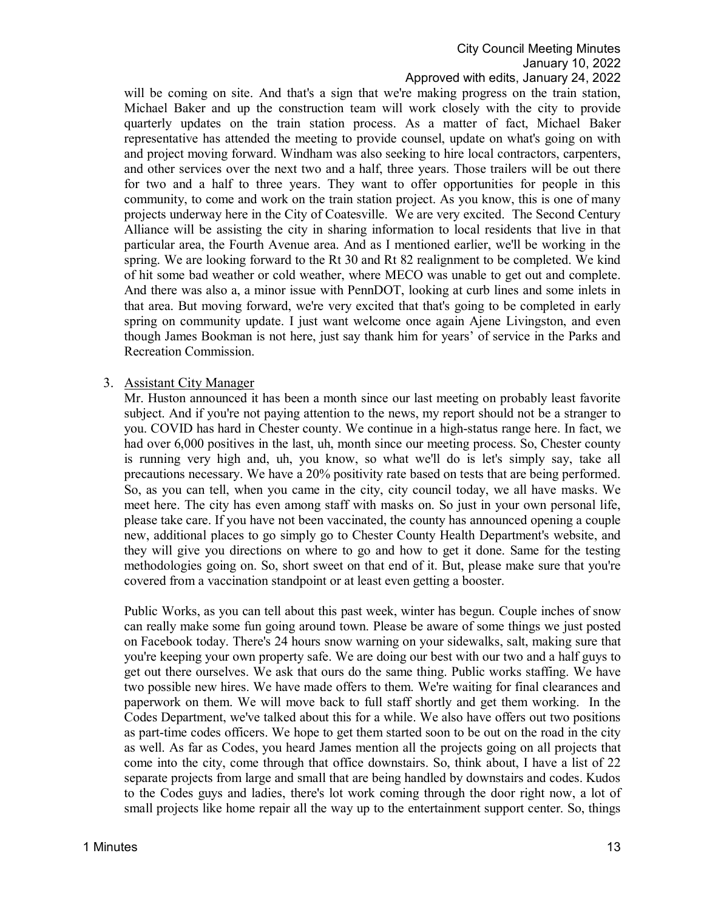will be coming on site. And that's a sign that we're making progress on the train station, Michael Baker and up the construction team will work closely with the city to provide quarterly updates on the train station process. As a matter of fact, Michael Baker representative has attended the meeting to provide counsel, update on what's going on with and project moving forward. Windham was also seeking to hire local contractors, carpenters, and other services over the next two and a half, three years. Those trailers will be out there for two and a half to three years. They want to offer opportunities for people in this community, to come and work on the train station project. As you know, this is one of many projects underway here in the City of Coatesville. We are very excited. The Second Century Alliance will be assisting the city in sharing information to local residents that live in that particular area, the Fourth Avenue area. And as I mentioned earlier, we'll be working in the spring. We are looking forward to the Rt 30 and Rt 82 realignment to be completed. We kind of hit some bad weather or cold weather, where MECO was unable to get out and complete. And there was also a, a minor issue with PennDOT, looking at curb lines and some inlets in that area. But moving forward, we're very excited that that's going to be completed in early spring on community update. I just want welcome once again Ajene Livingston, and even though James Bookman is not here, just say thank him for years' of service in the Parks and Recreation Commission.

3. Assistant City Manager

   Mr. Huston announced it has been a month since our last meeting on probably least favorite subject. And if you're not paying attention to the news, my report should not be a stranger to you. COVID has hard in Chester county. We continue in a high-status range here. In fact, we had over 6,000 positives in the last, uh, month since our meeting process. So, Chester county is running very high and, uh, you know, so what we'll do is let's simply say, take all precautions necessary. We have a 20% positivity rate based on tests that are being performed. So, as you can tell, when you came in the city, city council today, we all have masks. We meet here. The city has even among staff with masks on. So just in your own personal life, please take care. If you have not been vaccinated, the county has announced opening a couple new, additional places to go simply go to Chester County Health Department's website, and they will give you directions on where to go and how to get it done. Same for the testing methodologies going on. So, short sweet on that end of it. But, please make sure that you're covered from a vaccination standpoint or at least even getting a booster.

   Public Works, as you can tell about this past week, winter has begun. Couple inches of snow can really make some fun going around town. Please be aware of some things we just posted on Facebook today. There's 24 hours snow warning on your sidewalks, salt, making sure that you're keeping your own property safe. We are doing our best with our two and a half guys to get out there ourselves. We ask that ours do the same thing. Public works staffing. We have two possible new hires. We have made offers to them. We're waiting for final clearances and paperwork on them. We will move back to full staff shortly and get them working. In the Codes Department, we've talked about this for a while. We also have offers out two positions as part-time codes officers. We hope to get them started soon to be out on the road in the city as well. As far as Codes, you heard James mention all the projects going on all projects that come into the city, come through that office downstairs. So, think about, I have a list of 22 separate projects from large and small that are being handled by downstairs and codes. Kudos to the Codes guys and ladies, there's lot work coming through the door right now, a lot of small projects like home repair all the way up to the entertainment support center. So, things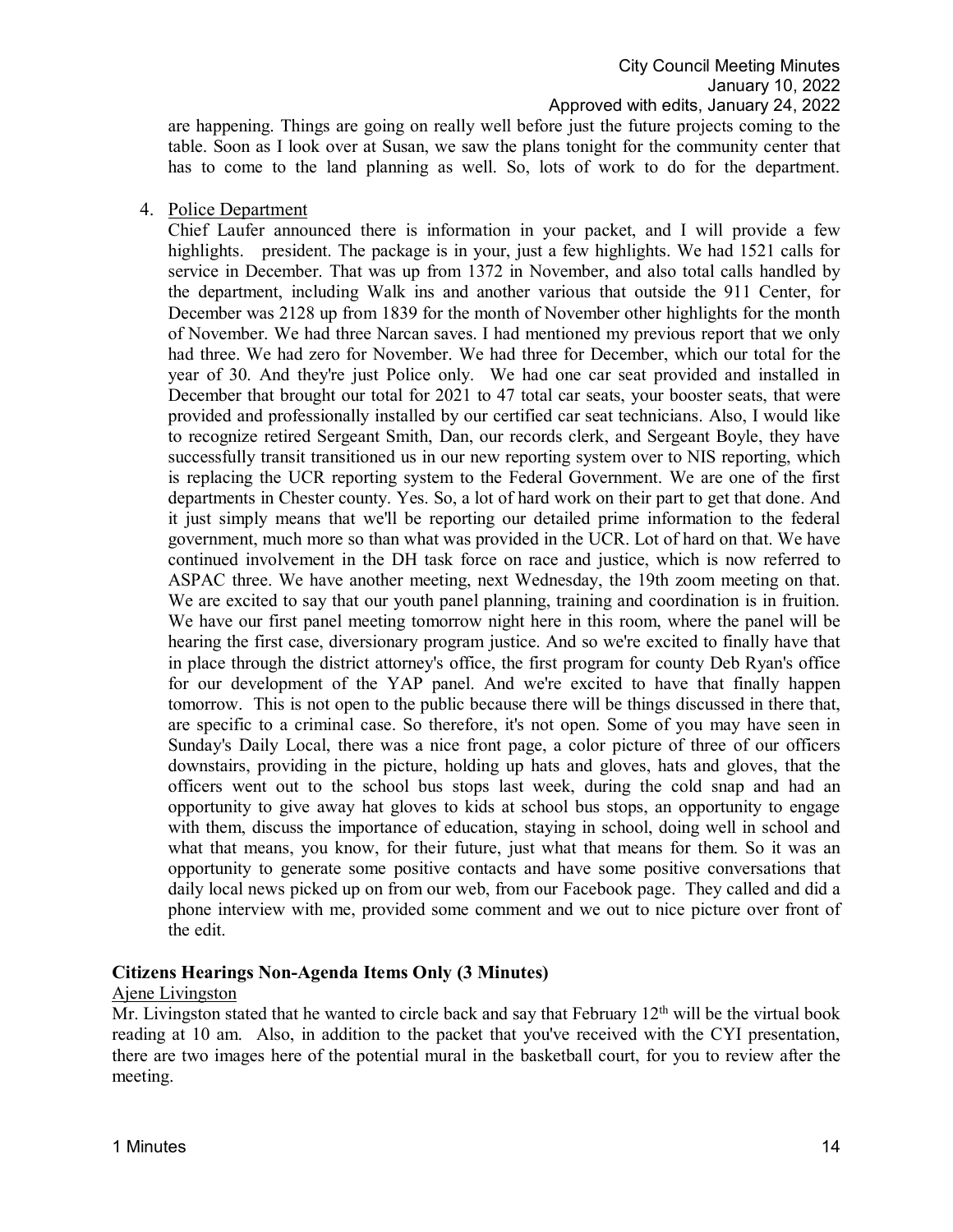are happening. Things are going on really well before just the future projects coming to the table. Soon as I look over at Susan, we saw the plans tonight for the community center that has to come to the land planning as well. So, lots of work to do for the department.

4. Police Department

   Chief Laufer announced there is information in your packet, and I will provide a few highlights. president. The package is in your, just a few highlights. We had 1521 calls for service in December. That was up from 1372 in November, and also total calls handled by the department, including Walk ins and another various that outside the 911 Center, for December was 2128 up from 1839 for the month of November other highlights for the month of November. We had three Narcan saves. I had mentioned my previous report that we only had three. We had zero for November. We had three for December, which our total for the year of 30. And they're just Police only. We had one car seat provided and installed in December that brought our total for 2021 to 47 total car seats, your booster seats, that were provided and professionally installed by our certified car seat technicians. Also, I would like to recognize retired Sergeant Smith, Dan, our records clerk, and Sergeant Boyle, they have successfully transit transitioned us in our new reporting system over to NIS reporting, which is replacing the UCR reporting system to the Federal Government. We are one of the first departments in Chester county. Yes. So, a lot of hard work on their part to get that done. And it just simply means that we'll be reporting our detailed prime information to the federal government, much more so than what was provided in the UCR. Lot of hard on that. We have continued involvement in the DH task force on race and justice, which is now referred to ASPAC three. We have another meeting, next Wednesday, the 19th zoom meeting on that. We are excited to say that our youth panel planning, training and coordination is in fruition. We have our first panel meeting tomorrow night here in this room, where the panel will be hearing the first case, diversionary program justice. And so we're excited to finally have that in place through the district attorney's office, the first program for county Deb Ryan's office for our development of the YAP panel. And we're excited to have that finally happen tomorrow. This is not open to the public because there will be things discussed in there that, are specific to a criminal case. So therefore, it's not open. Some of you may have seen in Sunday's Daily Local, there was a nice front page, a color picture of three of our officers downstairs, providing in the picture, holding up hats and gloves, hats and gloves, that the officers went out to the school bus stops last week, during the cold snap and had an opportunity to give away hat gloves to kids at school bus stops, an opportunity to engage with them, discuss the importance of education, staying in school, doing well in school and what that means, you know, for their future, just what that means for them. So it was an opportunity to generate some positive contacts and have some positive conversations that daily local news picked up on from our web, from our Facebook page. They called and did a phone interview with me, provided some comment and we out to nice picture over front of the edit.

### Citizens Hearings Non-Agenda Items Only (3 Minutes)

Ajene Livingston

Mr. Livingston stated that he wanted to circle back and say that February 12th will be the virtual book reading at 10 am. Also, in addition to the packet that you've received with the CYI presentation, there are two images here of the potential mural in the basketball court, for you to review after the meeting.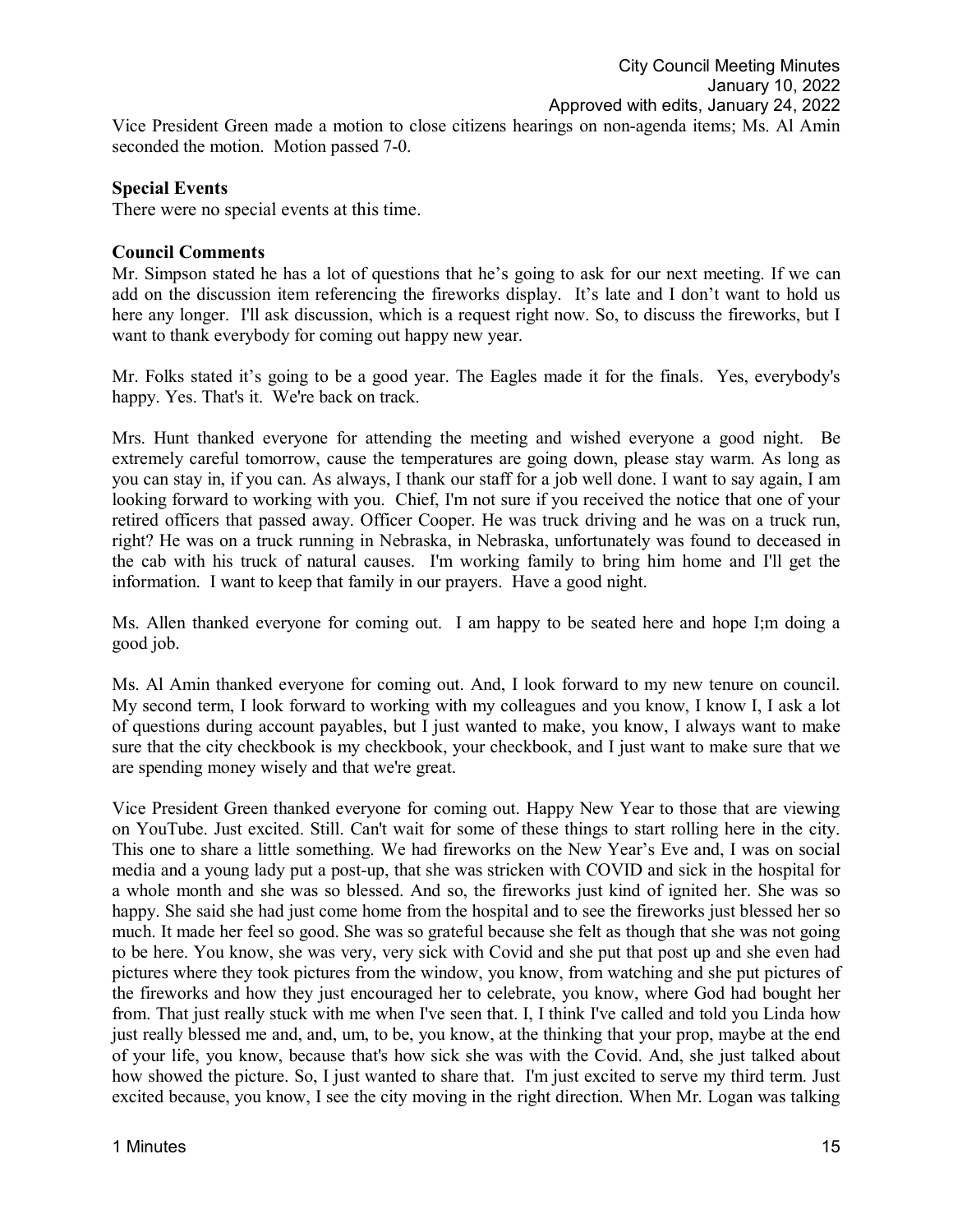Vice President Green made a motion to close citizens hearings on non-agenda items; Ms. Al Amin seconded the motion. Motion passed 7-0.

**Special Events**

There were no special events at this time.

**Council Comments**

Mr. Simpson stated he has a lot of questions that he's going to ask for our next meeting. If we can add on the discussion item referencing the fireworks display. It's late and I don't want to hold us here any longer. I'll ask discussion, which is a request right now. So, to discuss the fireworks, but I want to thank everybody for coming out happy new year.

Mr. Folks stated it's going to be a good year. The Eagles made it for the finals. Yes, everybody's happy. Yes. That's it. We're back on track.

Mrs. Hunt thanked everyone for attending the meeting and wished everyone a good night. Be extremely careful tomorrow, cause the temperatures are going down, please stay warm. As long as you can stay in, if you can. As always, I thank our staff for a job well done. I want to say again, I am looking forward to working with you. Chief, I'm not sure if you received the notice that one of your retired officers that passed away. Officer Cooper. He was truck driving and he was on a truck run, right? He was on a truck running in Nebraska, in Nebraska, unfortunately was found to deceased in the cab with his truck of natural causes. I'm working family to bring him home and I'll get the information. I want to keep that family in our prayers. Have a good night.

Ms. Allen thanked everyone for coming out. I am happy to be seated here and hope I;m doing a good job.

Ms. Al Amin thanked everyone for coming out. And, I look forward to my new tenure on council. My second term, I look forward to working with my colleagues and you know, I know I, I ask a lot of questions during account payables, but I just wanted to make, you know, I always want to make sure that the city checkbook is my checkbook, your checkbook, and I just want to make sure that we are spending money wisely and that we're great.

Vice President Green thanked everyone for coming out. Happy New Year to those that are viewing on YouTube. Just excited. Still. Can't wait for some of these things to start rolling here in the city. This one to share a little something. We had fireworks on the New Year's Eve and, I was on social media and a young lady put a post-up, that she was stricken with COVID and sick in the hospital for a whole month and she was so blessed. And so, the fireworks just kind of ignited her. She was so happy. She said she had just come home from the hospital and to see the fireworks just blessed her so much. It made her feel so good. She was so grateful because she felt as though that she was not going to be here. You know, she was very, very sick with Covid and she put that post up and she even had pictures where they took pictures from the window, you know, from watching and she put pictures of the fireworks and how they just encouraged her to celebrate, you know, where God had bought her from. That just really stuck with me when I've seen that. I, I think I've called and told you Linda how just really blessed me and, and, um, to be, you know, at the thinking that your prop, maybe at the end of your life, you know, because that's how sick she was with the Covid. And, she just talked about how showed the picture. So, I just wanted to share that. I'm just excited to serve my third term. Just excited because, you know, I see the city moving in the right direction. When Mr. Logan was talking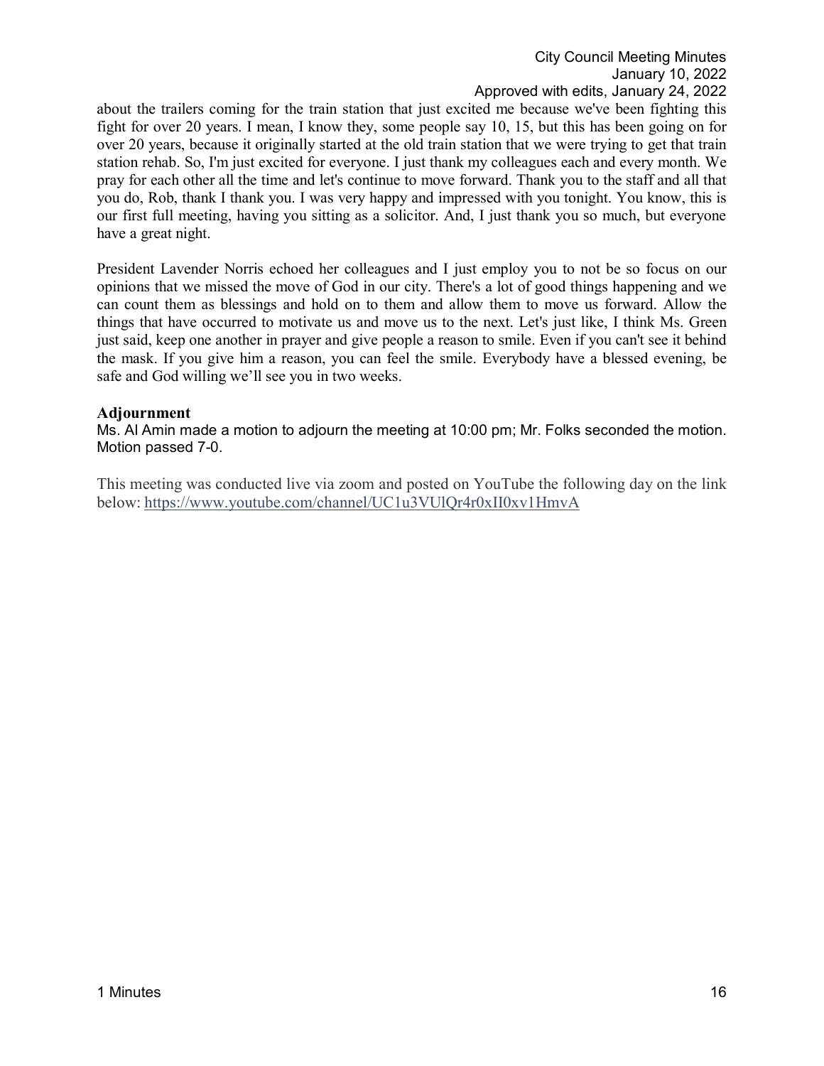about the trailers coming for the train station that just excited me because we've been fighting this fight for over 20 years. I mean, I know they, some people say 10, 15, but this has been going on for over 20 years, because it originally started at the old train station that we were trying to get that train station rehab. So, I'm just excited for everyone. I just thank my colleagues each and every month. We pray for each other all the time and let's continue to move forward. Thank you to the staff and all that you do, Rob, thank I thank you. I was very happy and impressed with you tonight. You know, this is our first full meeting, having you sitting as a solicitor. And, I just thank you so much, but everyone have a great night.

President Lavender Norris echoed her colleagues and I just employ you to not be so focus on our opinions that we missed the move of God in our city. There's a lot of good things happening and we can count them as blessings and hold on to them and allow them to move us forward. Allow the things that have occurred to motivate us and move us to the next. Let's just like, I think Ms. Green just said, keep one another in prayer and give people a reason to smile. Even if you can't see it behind the mask. If you give him a reason, you can feel the smile. Everybody have a blessed evening, be safe and God willing we'll see you in two weeks.

**Adjournment**

Ms. Al Amin made a motion to adjourn the meeting at 10:00 pm; Mr. Folks seconded the motion. Motion passed 7-0.

This meeting was conducted live via zoom and posted on YouTube the following day on the link below: https://www.youtube.com/channel/UC1u3VUlQr4r0xII0xv1HmvA